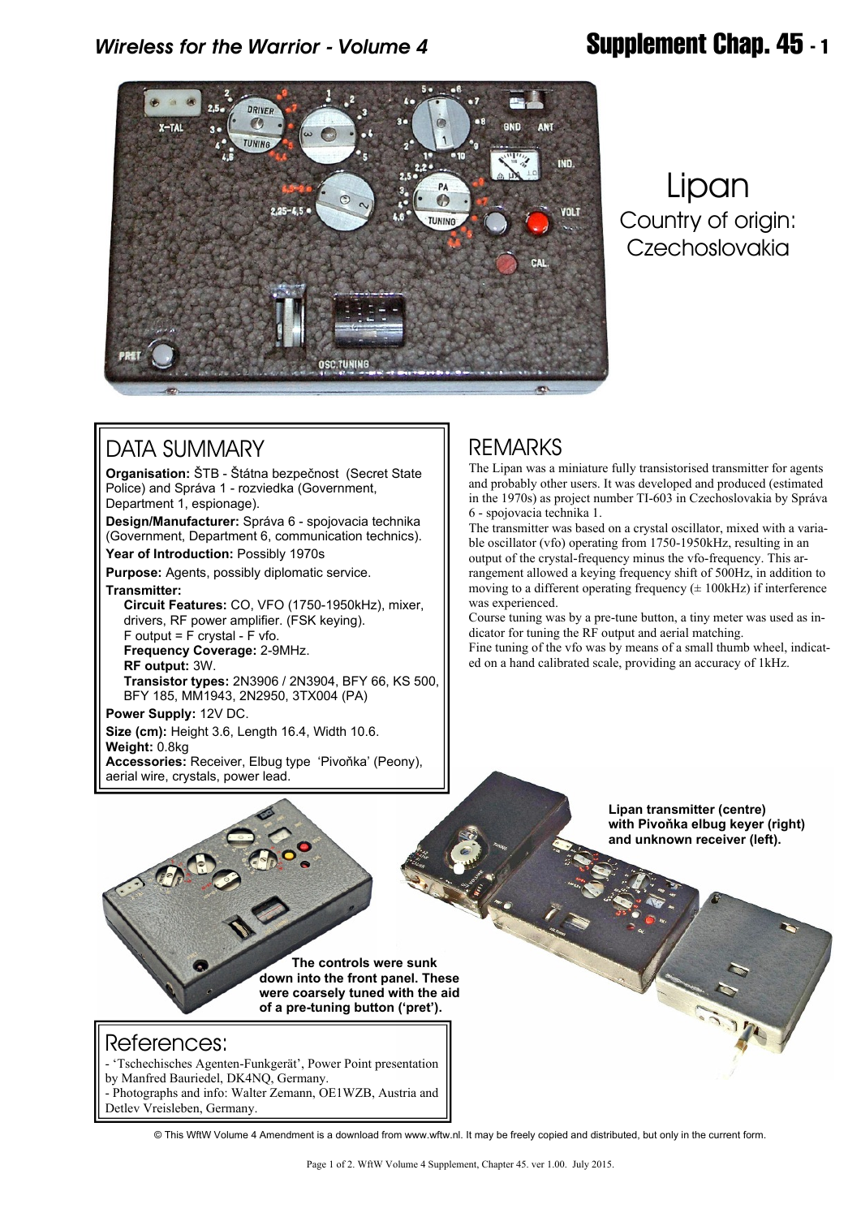# Lipan

Country of origin: Czechoslovakia

## DATA SUMMARY

**Organisation:** ŠTB - Štátna bezpečnost (Secret State Police) and Správa 1 - rozviedka (Government, Department 1, espionage).

**Design/Manufacturer:** Správa 6 - spojovacia technika (Government, Department 6, communication technics).

**Year of Introduction:** Possibly 1970s

**Purpose:** Agents, possibly diplomatic service.

**Transmitter:**

**Circuit Features:** CO, VFO (1750-1950kHz), mixer, drivers, RF power amplifier. (FSK keying).
F output = F crystal - F vfo.

**Frequency Coverage:** 2-9MHz.

**RF output:** 3W.

**Transistor types:** 2N3906 / 2N3904, BFY 66, KS 500, BFY 185, MM1943, 2N2950, 3TX004 (PA)

**Power Supply:** 12V DC.

**Size (cm):** Height 3.6, Length 16.4, Width 10.6.

**Weight:** 0.8kg

**Accessories:** Receiver, Elbug type 'Pivoňka' (Peony), aerial wire, crystals, power lead.

## REMARKS

The Lipan was a miniature fully transistorised transmitter for agents and probably other users. It was developed and produced (estimated in the 1970s) as project number TI-603 in Czechoslovakia by Správa 6 - spojovacia technika 1.

The transmitter was based on a crystal oscillator, mixed with a variable oscillator (vfo) operating from 1750-1950kHz, resulting in an output of the crystal-frequency minus the vfo-frequency. This arrangement allowed a keying frequency shift of 500Hz, in addition to moving to a different operating frequency (± 100kHz) if interference was experienced.

Course tuning was by a pre-tune button, a tiny meter was used as indicator for tuning the RF output and aerial matching.

Fine tuning of the vfo was by means of a small thumb wheel, indicated on a hand calibrated scale, providing an accuracy of 1kHz.

**Lipan transmitter (centre) with Pivoňka elbug keyer (right) and unknown receiver (left).**

**The controls were sunk down into the front panel. These were coarsely tuned with the aid of a pre-tuning button ('pret').**

## References:

- 'Tschechisches Agenten-Funkgerät', Power Point presentation by Manfred Bauriedel, DK4NQ, Germany.
- Photographs and info: Walter Zemann, OE1WZB, Austria and Detlev Vreisleben, Germany.

© This WftW Volume 4 Amendment is a download from www.wftw.nl. It may be freely copied and distributed, but only in the current form.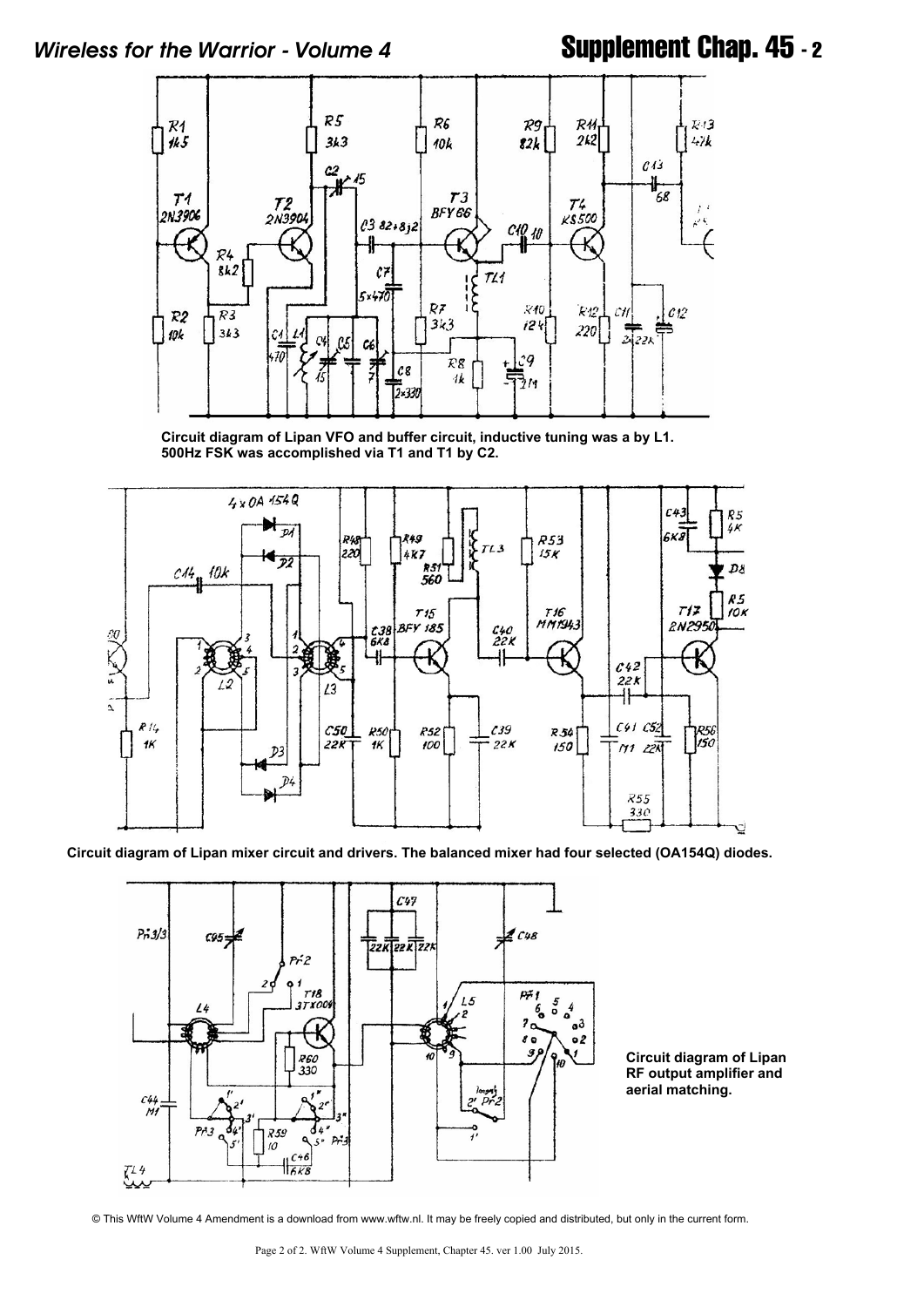Circuit diagram of Lipan VFO and buffer circuit, inductive tuning was a by L1. 500Hz FSK was accomplished via T1 and T1 by C2.

Circuit diagram of Lipan mixer circuit and drivers. The balanced mixer had four selected (OA154Q) diodes.

Circuit diagram of Lipan RF output amplifier and aerial matching.

© This WftW Volume 4 Amendment is a download from www.wftw.nl. It may be freely copied and distributed, but only in the current form.

WftW Volume 4 Supplement, Chapter 45. ver 1.00 July 2015.